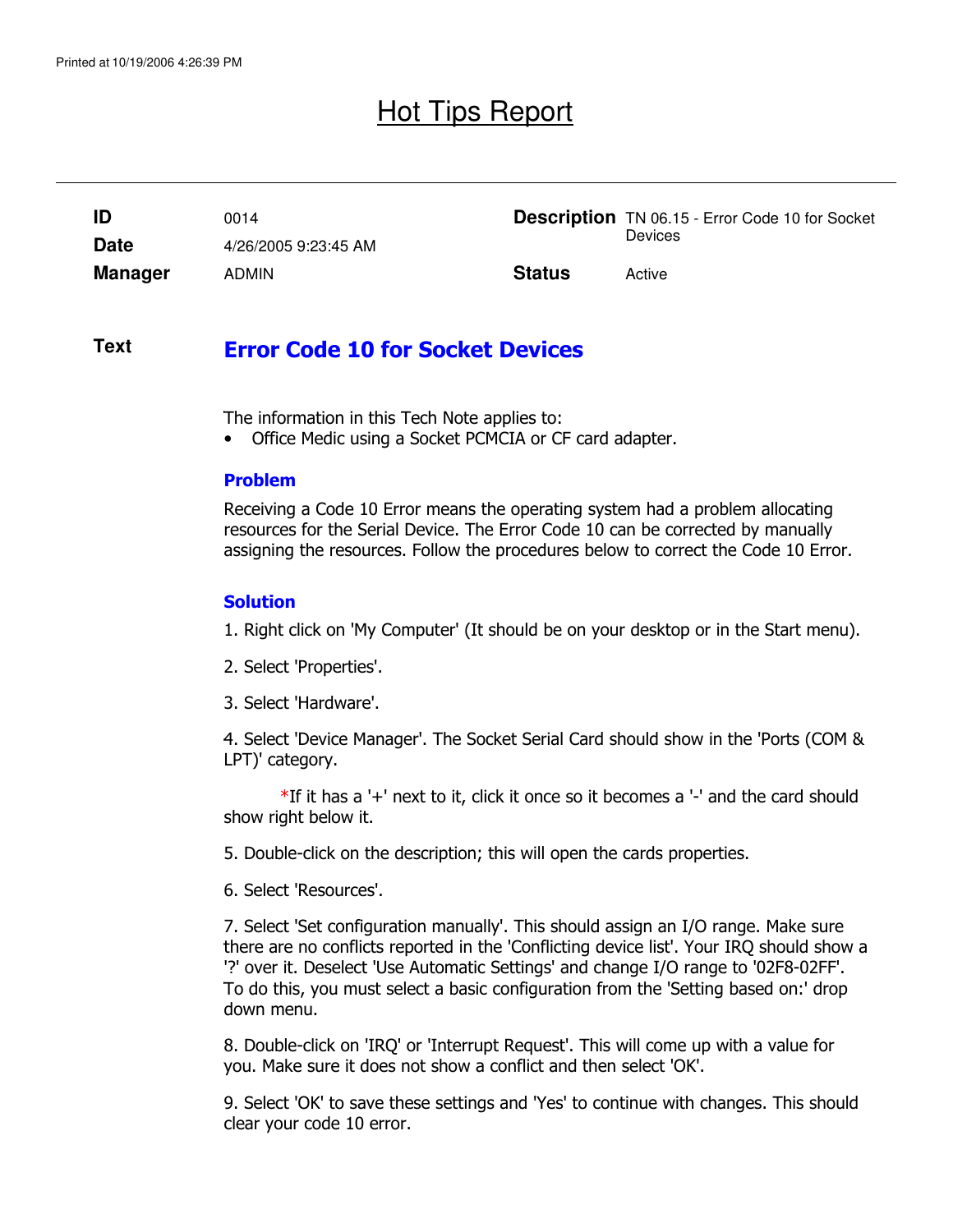# Hot Tips Report

| | | | |
|---|---|---|---|
| **ID** | 0014 | **Description** | TN 06.15 - Error Code 10 for Socket Devices |
| **Date** | 4/26/2005 9:23:45 AM | | |
| **Manager** | ADMIN | **Status** | Active |

**Text**

## Error Code 10 for Socket Devices

The information in this Tech Note applies to:

- Office Medic using a Socket PCMCIA or CF card adapter.

### Problem

Receiving a Code 10 Error means the operating system had a problem allocating resources for the Serial Device. The Error Code 10 can be corrected by manually assigning the resources. Follow the procedures below to correct the Code 10 Error.

### Solution

1. Right click on 'My Computer' (It should be on your desktop or in the Start menu).

2. Select 'Properties'.

3. Select 'Hardware'.

4. Select 'Device Manager'. The Socket Serial Card should show in the 'Ports (COM & LPT)' category.

   *If it has a '+' next to it, click it once so it becomes a '-' and the card should show right below it.

5. Double-click on the description; this will open the cards properties.

6. Select 'Resources'.

7. Select 'Set configuration manually'. This should assign an I/O range. Make sure there are no conflicts reported in the 'Conflicting device list'. Your IRQ should show a '?' over it. Deselect 'Use Automatic Settings' and change I/O range to '02F8-02FF'. To do this, you must select a basic configuration from the 'Setting based on:' drop down menu.

8. Double-click on 'IRQ' or 'Interrupt Request'. This will come up with a value for you. Make sure it does not show a conflict and then select 'OK'.

9. Select 'OK' to save these settings and 'Yes' to continue with changes. This should clear your code 10 error.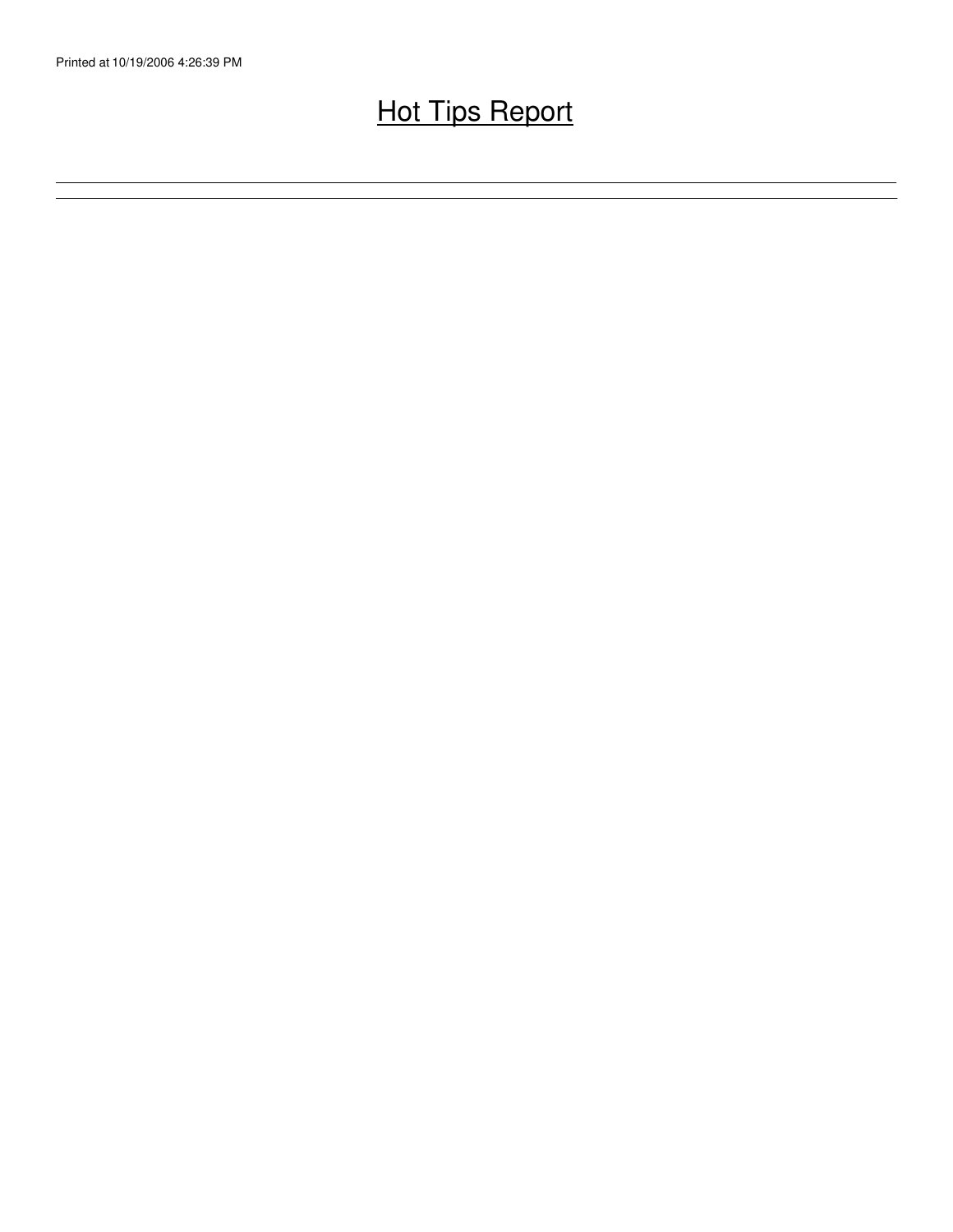Printed at 10/19/2006 4:26:39 PM

# Hot Tips Report

---

---